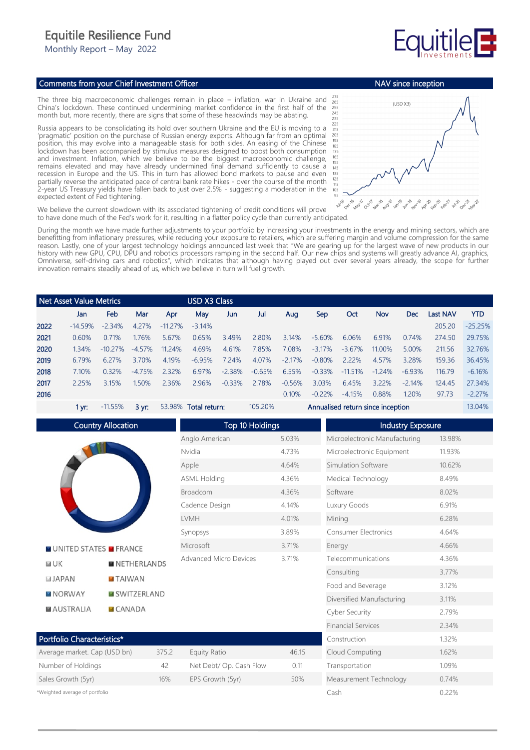# Equitile Resilience Fund

Monthly Report – May 2022

## Comments from your Chief Investment Officer

The three big macroeconomic challenges remain in place – inflation, war in Ukraine and China's lockdown. These continued undermining market confidence in the first half of the month but, more recently, there are signs that some of these headwinds may be abating.

Russia appears to be consolidating its hold over southern Ukraine and the EU is moving to a 'pragmatic' position on the purchase of Russian energy exports. Although far from an optimal position, this may evolve into a manageable stasis for both sides. An easing of the Chinese lockdown has been accompanied by stimulus measures designed to boost both consumption and investment. Inflation, which we believe to be the biggest macroeconomic challenge, remains elevated and may have already undermined final demand sufficiently to cause a recession in Europe and the US. This in turn has allowed bond markets to pause and even partially reverse the anticipated pace of central bank rate hikes - over the course of the month 2-year US Treasury yields have fallen back to just over 2.5% - suggesting a moderation in the expected extent of Fed tightening.

We believe the current slowdown with its associated tightening of credit conditions will prove to have done much of the Fed's work for it, resulting in a flatter policy cycle than currently anticipated.

During the month we have made further adjustments to your portfolio by increasing your investments in the energy and mining sectors, which are benefitting from inflationary pressures, while reducing your exposure to retailers, which are suffering margin and volume compression for the same reason. Lastly, one of your largest technology holdings announced last week that "We are gearing up for the largest wave of new products in our history with new GPU, CPU, DPU and robotics processors ramping in the second half. Our new chips and systems will greatly advance AI, graphics, Omniverse, self-driving cars and robotics", which indicates that although having played out over several years already, the scope for further innovation remains steadily ahead of us, which we believe in turn will fuel growth.

## NAV since inception

(USD X3)

## Net Asset Value Metrics — USD X3 Class

| | Jan | Feb | Mar | Apr | May | Jun | Jul | Aug | Sep | Oct | Nov | Dec | Last NAV | YTD |
|---|---|---|---|---|---|---|---|---|---|---|---|---|---|---|
| 2022 | -14.59% | -2.34% | 4.27% | -11.27% | -3.14% | | | | | | | | 205.20 | -25.25% |
| 2021 | 0.60% | 0.71% | 1.76% | 5.67% | 0.65% | 3.49% | 2.80% | 3.14% | -5.60% | 6.06% | 6.91% | 0.74% | 274.50 | 29.75% |
| 2020 | 1.34% | -10.27% | -4.57% | 11.24% | 4.69% | 4.61% | 7.85% | 7.08% | -3.17% | -3.67% | 11.00% | 5.00% | 211.56 | 32.76% |
| 2019 | 6.79% | 6.27% | 3.70% | 4.19% | -6.95% | 7.24% | 4.07% | -2.17% | -0.80% | 2.22% | 4.57% | 3.28% | 159.36 | 36.45% |
| 2018 | 7.10% | 0.32% | -4.75% | 2.32% | 6.97% | -2.38% | -0.65% | 6.55% | -0.33% | -11.51% | -1.24% | -6.93% | 116.79 | -6.16% |
| 2017 | 2.25% | 3.15% | 1.50% | 2.36% | 2.96% | -0.33% | 2.78% | -0.56% | 3.03% | 6.45% | 3.22% | -2.14% | 124.45 | 27.34% |
| 2016 | | | | | | | | 0.10% | -0.22% | -4.15% | 0.88% | 1.20% | 97.73 | -2.27% |

1 yr: -11.55% | 3 yr: 53.98% | Total return: 105.20% | Annualised return since inception: 13.04%

## Country Allocation

- UNITED STATES
- FRANCE
- UK
- NETHERLANDS
- JAPAN
- TAIWAN
- NORWAY
- SWITZERLAND
- AUSTRALIA
- CANADA

## Top 10 Holdings

| Holding | Weight |
|---|---|
| Anglo American | 5.03% |
| Nvidia | 4.73% |
| Apple | 4.64% |
| ASML Holding | 4.36% |
| Broadcom | 4.36% |
| Cadence Design | 4.14% |
| LVMH | 4.01% |
| Synopsys | 3.89% |
| Microsoft | 3.71% |
| Advanced Micro Devices | 3.71% |

## Industry Exposure

| Industry | Weight |
|---|---|
| Microelectronic Manufacturing | 13.98% |
| Microelectronic Equipment | 11.93% |
| Simulation Software | 10.62% |
| Medical Technology | 8.49% |
| Software | 8.02% |
| Luxury Goods | 6.91% |
| Mining | 6.28% |
| Consumer Electronics | 4.64% |
| Energy | 4.66% |
| Telecommunications | 4.36% |
| Consulting | 3.77% |
| Food and Beverage | 3.12% |
| Diversified Manufacturing | 3.11% |
| Cyber Security | 2.79% |
| Financial Services | 2.34% |
| Construction | 1.32% |
| Cloud Computing | 1.62% |
| Transportation | 1.09% |
| Measurement Technology | 0.74% |
| Cash | 0.22% |

## Portfolio Characteristics*

| | | | |
|---|---|---|---|
| Average market. Cap (USD bn) | 375.2 | Equity Ratio | 46.15 |
| Number of Holdings | 42 | Net Debt/ Op. Cash Flow | 0.11 |
| Sales Growth (5yr) | 16% | EPS Growth (5yr) | 50% |

*Weighted average of portfolio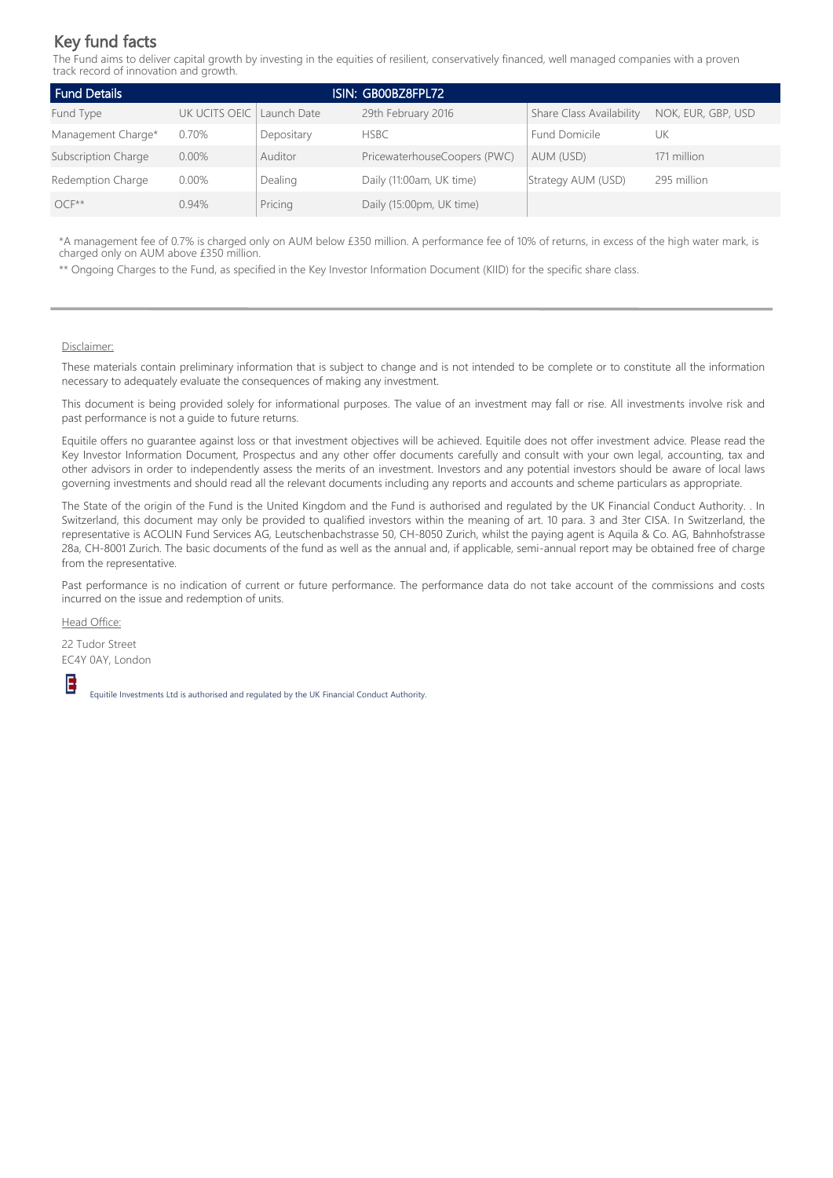## Key fund facts

The Fund aims to deliver capital growth by investing in the equities of resilient, conservatively financed, well managed companies with a proven track record of innovation and growth.

| Fund Details | | | ISIN: GB00BZ8FPL72 | | |
|---|---|---|---|---|---|
| Fund Type | UK UCITS OEIC | Launch Date | 29th February 2016 | Share Class Availability | NOK, EUR, GBP, USD |
| Management Charge* | 0.70% | Depositary | HSBC | Fund Domicile | UK |
| Subscription Charge | 0.00% | Auditor | PricewaterhouseCoopers (PWC) | AUM (USD) | 171 million |
| Redemption Charge | 0.00% | Dealing | Daily (11:00am, UK time) | Strategy AUM (USD) | 295 million |
| OCF** | 0.94% | Pricing | Daily (15:00pm, UK time) | | |

*A management fee of 0.7% is charged only on AUM below £350 million. A performance fee of 10% of returns, in excess of the high water mark, is charged only on AUM above £350 million.

** Ongoing Charges to the Fund, as specified in the Key Investor Information Document (KIID) for the specific share class.

Disclaimer:

These materials contain preliminary information that is subject to change and is not intended to be complete or to constitute all the information necessary to adequately evaluate the consequences of making any investment.

This document is being provided solely for informational purposes. The value of an investment may fall or rise. All investments involve risk and past performance is not a guide to future returns.

Equitile offers no guarantee against loss or that investment objectives will be achieved. Equitile does not offer investment advice. Please read the Key Investor Information Document, Prospectus and any other offer documents carefully and consult with your own legal, accounting, tax and other advisors in order to independently assess the merits of an investment. Investors and any potential investors should be aware of local laws governing investments and should read all the relevant documents including any reports and accounts and scheme particulars as appropriate.

The State of the origin of the Fund is the United Kingdom and the Fund is authorised and regulated by the UK Financial Conduct Authority. . In Switzerland, this document may only be provided to qualified investors within the meaning of art. 10 para. 3 and 3ter CISA. In Switzerland, the representative is ACOLIN Fund Services AG, Leutschenbachstrasse 50, CH-8050 Zurich, whilst the paying agent is Aquila & Co. AG, Bahnhofstrasse 28a, CH-8001 Zurich. The basic documents of the fund as well as the annual and, if applicable, semi-annual report may be obtained free of charge from the representative.

Past performance is no indication of current or future performance. The performance data do not take account of the commissions and costs incurred on the issue and redemption of units.

Head Office:

22 Tudor Street
EC4Y 0AY, London

Equitile Investments Ltd is authorised and regulated by the UK Financial Conduct Authority.